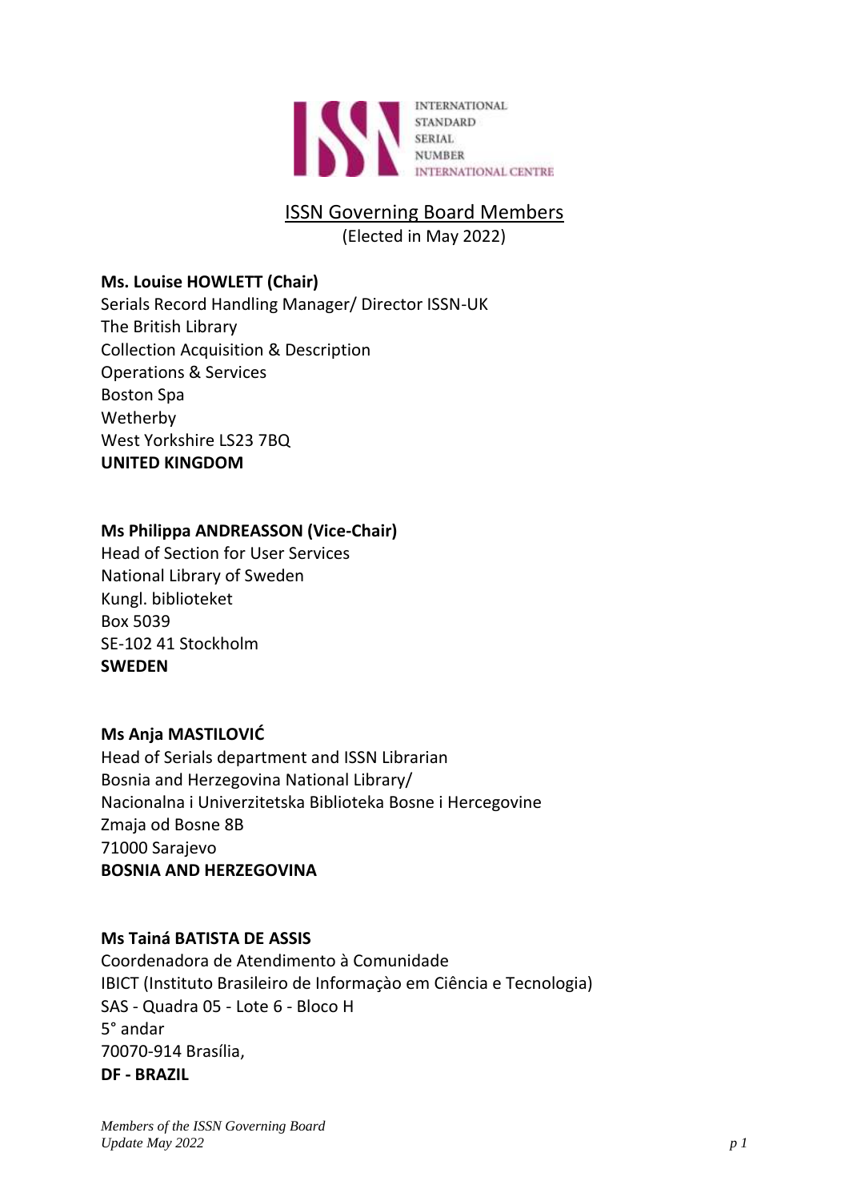INTERNATIONAL STANDARD SERIAL NUMBER INTERNATIONAL CENTRE

# ISSN Governing Board Members

(Elected in May 2022)

**Ms. Louise HOWLETT (Chair)**
Serials Record Handling Manager/ Director ISSN-UK
The British Library
Collection Acquisition & Description
Operations & Services
Boston Spa
Wetherby
West Yorkshire LS23 7BQ
**UNITED KINGDOM**

**Ms Philippa ANDREASSON (Vice-Chair)**
Head of Section for User Services
National Library of Sweden
Kungl. biblioteket
Box 5039
SE-102 41 Stockholm
**SWEDEN**

**Ms Anja MASTILOVIĆ**
Head of Serials department and ISSN Librarian
Bosnia and Herzegovina National Library/
Nacionalna i Univerzitetska Biblioteka Bosne i Hercegovine
Zmaja od Bosne 8B
71000 Sarajevo
**BOSNIA AND HERZEGOVINA**

**Ms Tainá BATISTA DE ASSIS**
Coordenadora de Atendimento à Comunidade
IBICT (Instituto Brasileiro de Informaçào em Ciência e Tecnologia)
SAS - Quadra 05 - Lote 6 - Bloco H
5° andar
70070-914 Brasília,
**DF - BRAZIL**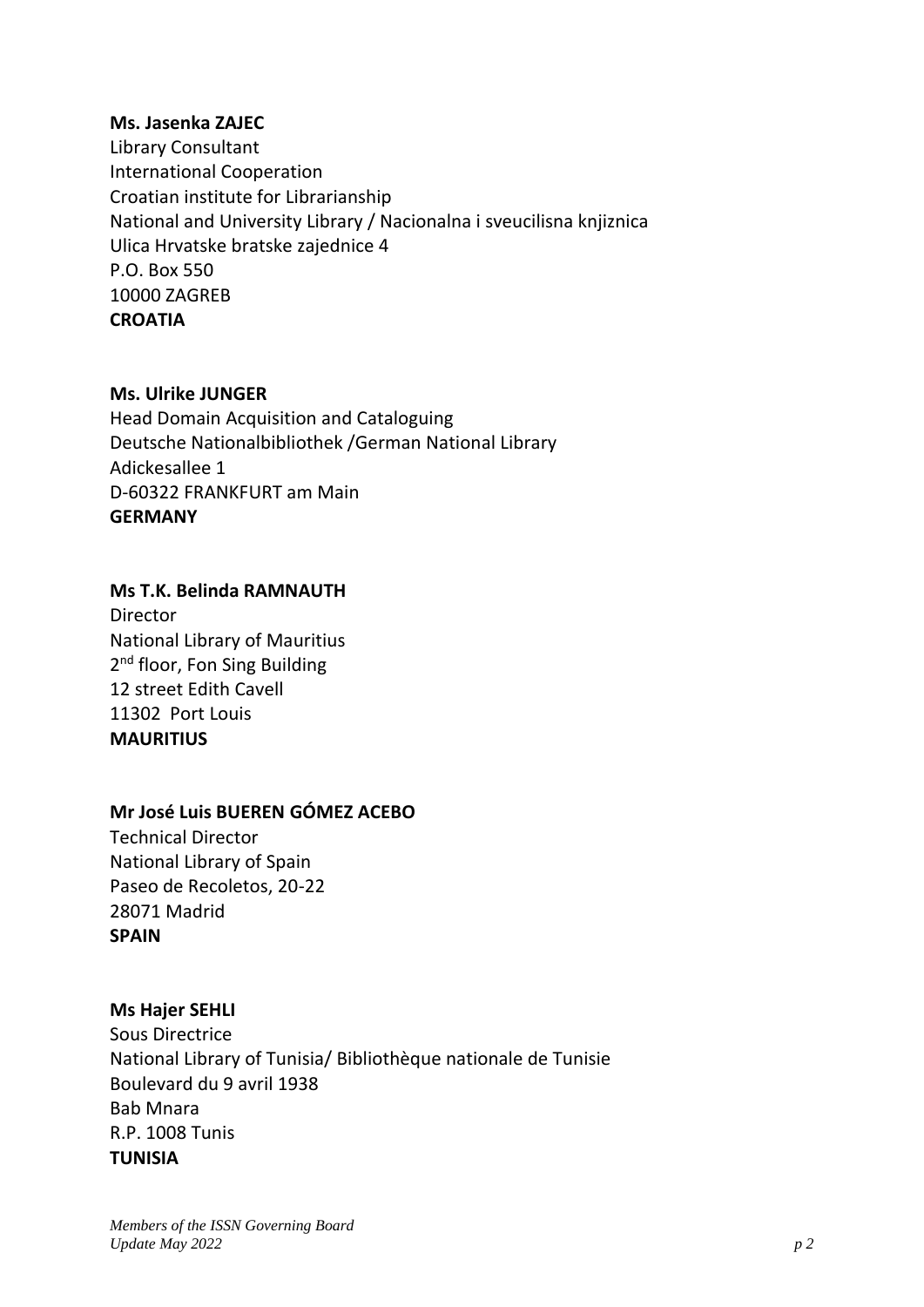**Ms. Jasenka ZAJEC**
Library Consultant
International Cooperation
Croatian institute for Librarianship
National and University Library / Nacionalna i sveucilisna knjiznica
Ulica Hrvatske bratske zajednice 4
P.O. Box 550
10000 ZAGREB
**CROATIA**

**Ms. Ulrike JUNGER**
Head Domain Acquisition and Cataloguing
Deutsche Nationalbibliothek /German National Library
Adickesallee 1
D-60322 FRANKFURT am Main
**GERMANY**

**Ms T.K. Belinda RAMNAUTH**
Director
National Library of Mauritius
2nd floor, Fon Sing Building
12 street Edith Cavell
11302 Port Louis
**MAURITIUS**

**Mr José Luis BUEREN GÓMEZ ACEBO**
Technical Director
National Library of Spain
Paseo de Recoletos, 20-22
28071 Madrid
**SPAIN**

**Ms Hajer SEHLI**
Sous Directrice
National Library of Tunisia/ Bibliothèque nationale de Tunisie
Boulevard du 9 avril 1938
Bab Mnara
R.P. 1008 Tunis
**TUNISIA**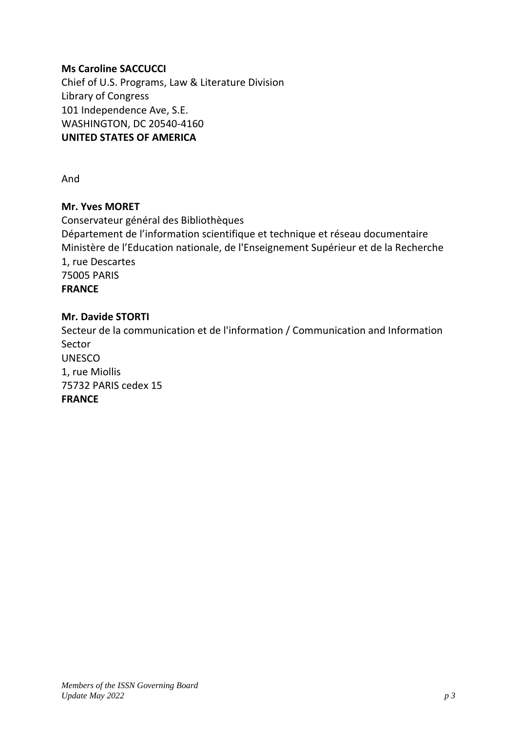**Ms Caroline SACCUCCI**
Chief of U.S. Programs, Law & Literature Division
Library of Congress
101 Independence Ave, S.E.
WASHINGTON, DC 20540-4160
**UNITED STATES OF AMERICA**

And

**Mr. Yves MORET**
Conservateur général des Bibliothèques
Département de l’information scientifique et technique et réseau documentaire
Ministère de l’Education nationale, de l'Enseignement Supérieur et de la Recherche
1, rue Descartes
75005 PARIS
**FRANCE**

**Mr. Davide STORTI**
Secteur de la communication et de l'information / Communication and Information Sector
UNESCO
1, rue Miollis
75732 PARIS cedex 15
**FRANCE**